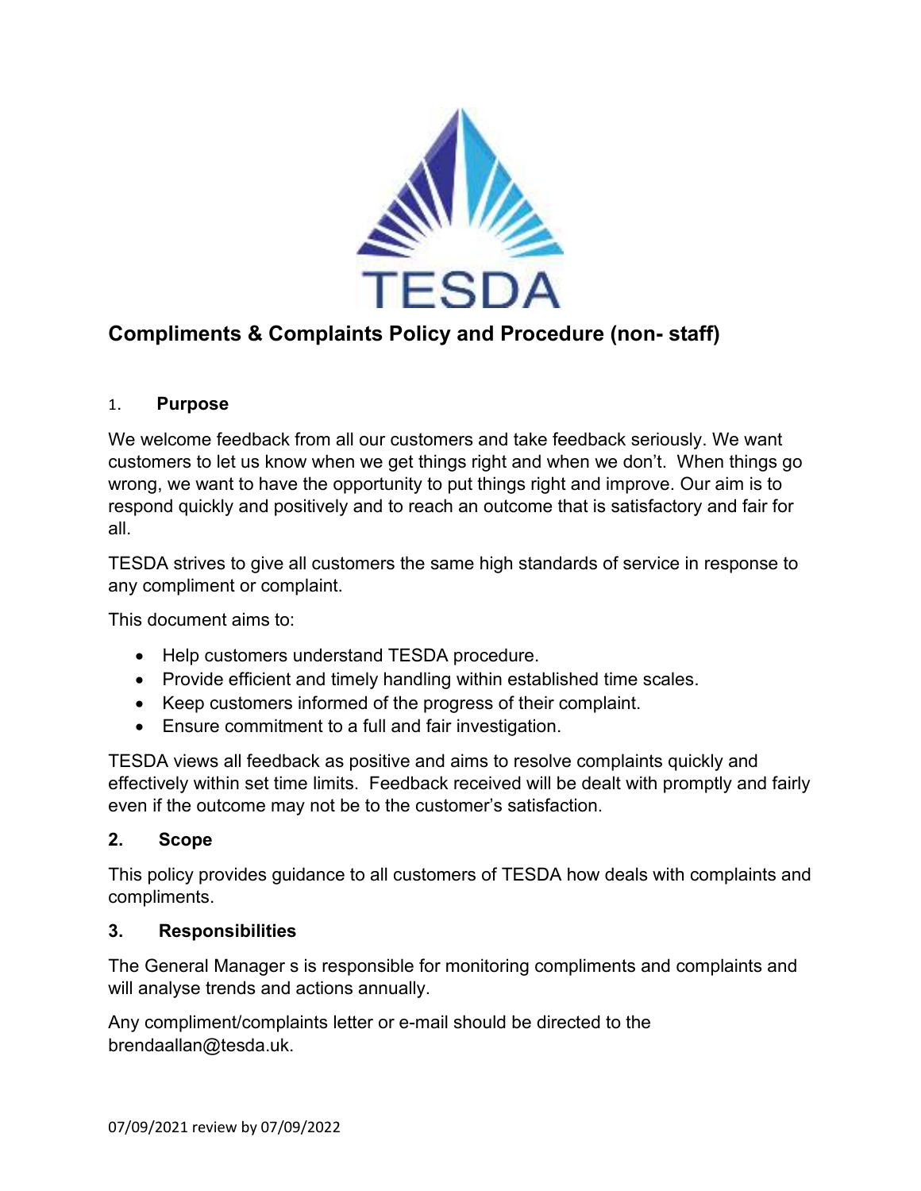TESDA

# Compliments & Complaints Policy and Procedure (non- staff)

## 1. Purpose

We welcome feedback from all our customers and take feedback seriously. We want customers to let us know when we get things right and when we don't. When things go wrong, we want to have the opportunity to put things right and improve. Our aim is to respond quickly and positively and to reach an outcome that is satisfactory and fair for all.

TESDA strives to give all customers the same high standards of service in response to any compliment or complaint.

This document aims to:

- Help customers understand TESDA procedure.
- Provide efficient and timely handling within established time scales.
- Keep customers informed of the progress of their complaint.
- Ensure commitment to a full and fair investigation.

TESDA views all feedback as positive and aims to resolve complaints quickly and effectively within set time limits. Feedback received will be dealt with promptly and fairly even if the outcome may not be to the customer's satisfaction.

## 2. Scope

This policy provides guidance to all customers of TESDA how deals with complaints and compliments.

## 3. Responsibilities

The General Manager s is responsible for monitoring compliments and complaints and will analyse trends and actions annually.

Any compliment/complaints letter or e-mail should be directed to the brendaallan@tesda.uk.

07/09/2021 review by 07/09/2022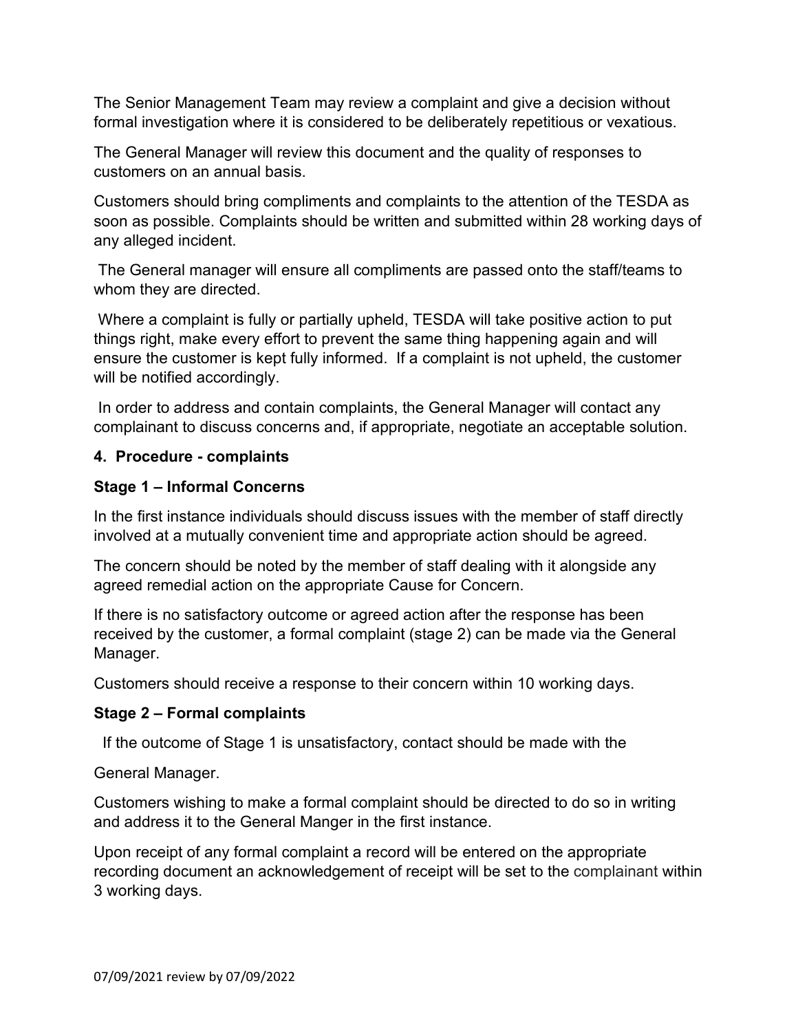The Senior Management Team may review a complaint and give a decision without formal investigation where it is considered to be deliberately repetitious or vexatious.

The General Manager will review this document and the quality of responses to customers on an annual basis.

Customers should bring compliments and complaints to the attention of the TESDA as soon as possible. Complaints should be written and submitted within 28 working days of any alleged incident.

The General manager will ensure all compliments are passed onto the staff/teams to whom they are directed.

Where a complaint is fully or partially upheld, TESDA will take positive action to put things right, make every effort to prevent the same thing happening again and will ensure the customer is kept fully informed. If a complaint is not upheld, the customer will be notified accordingly.

In order to address and contain complaints, the General Manager will contact any complainant to discuss concerns and, if appropriate, negotiate an acceptable solution.

**4. Procedure - complaints**

**Stage 1 – Informal Concerns**

In the first instance individuals should discuss issues with the member of staff directly involved at a mutually convenient time and appropriate action should be agreed.

The concern should be noted by the member of staff dealing with it alongside any agreed remedial action on the appropriate Cause for Concern.

If there is no satisfactory outcome or agreed action after the response has been received by the customer, a formal complaint (stage 2) can be made via the General Manager.

Customers should receive a response to their concern within 10 working days.

**Stage 2 – Formal complaints**

If the outcome of Stage 1 is unsatisfactory, contact should be made with the

General Manager.

Customers wishing to make a formal complaint should be directed to do so in writing and address it to the General Manger in the first instance.

Upon receipt of any formal complaint a record will be entered on the appropriate recording document an acknowledgement of receipt will be set to the complainant within 3 working days.

07/09/2021 review by 07/09/2022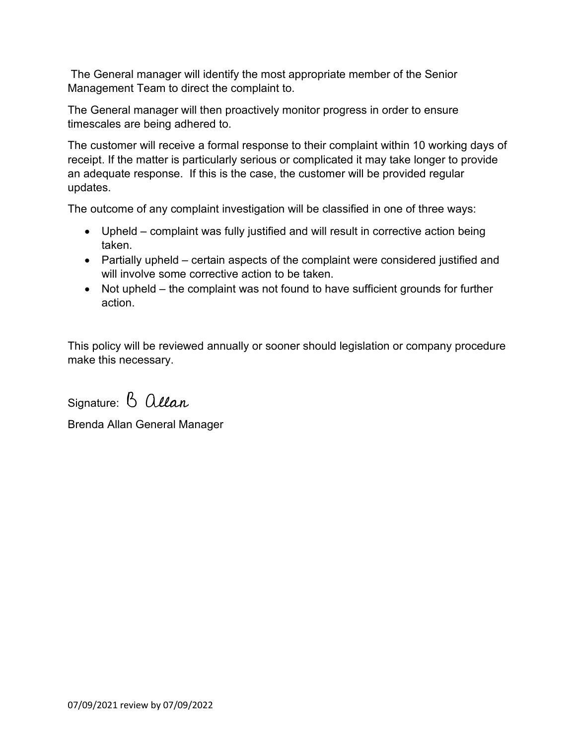The General manager will identify the most appropriate member of the Senior Management Team to direct the complaint to.

The General manager will then proactively monitor progress in order to ensure timescales are being adhered to.

The customer will receive a formal response to their complaint within 10 working days of receipt. If the matter is particularly serious or complicated it may take longer to provide an adequate response. If this is the case, the customer will be provided regular updates.

The outcome of any complaint investigation will be classified in one of three ways:

- Upheld – complaint was fully justified and will result in corrective action being taken.
- Partially upheld – certain aspects of the complaint were considered justified and will involve some corrective action to be taken.
- Not upheld – the complaint was not found to have sufficient grounds for further action.

This policy will be reviewed annually or sooner should legislation or company procedure make this necessary.

Signature: B Allan

Brenda Allan General Manager

07/09/2021 review by 07/09/2022